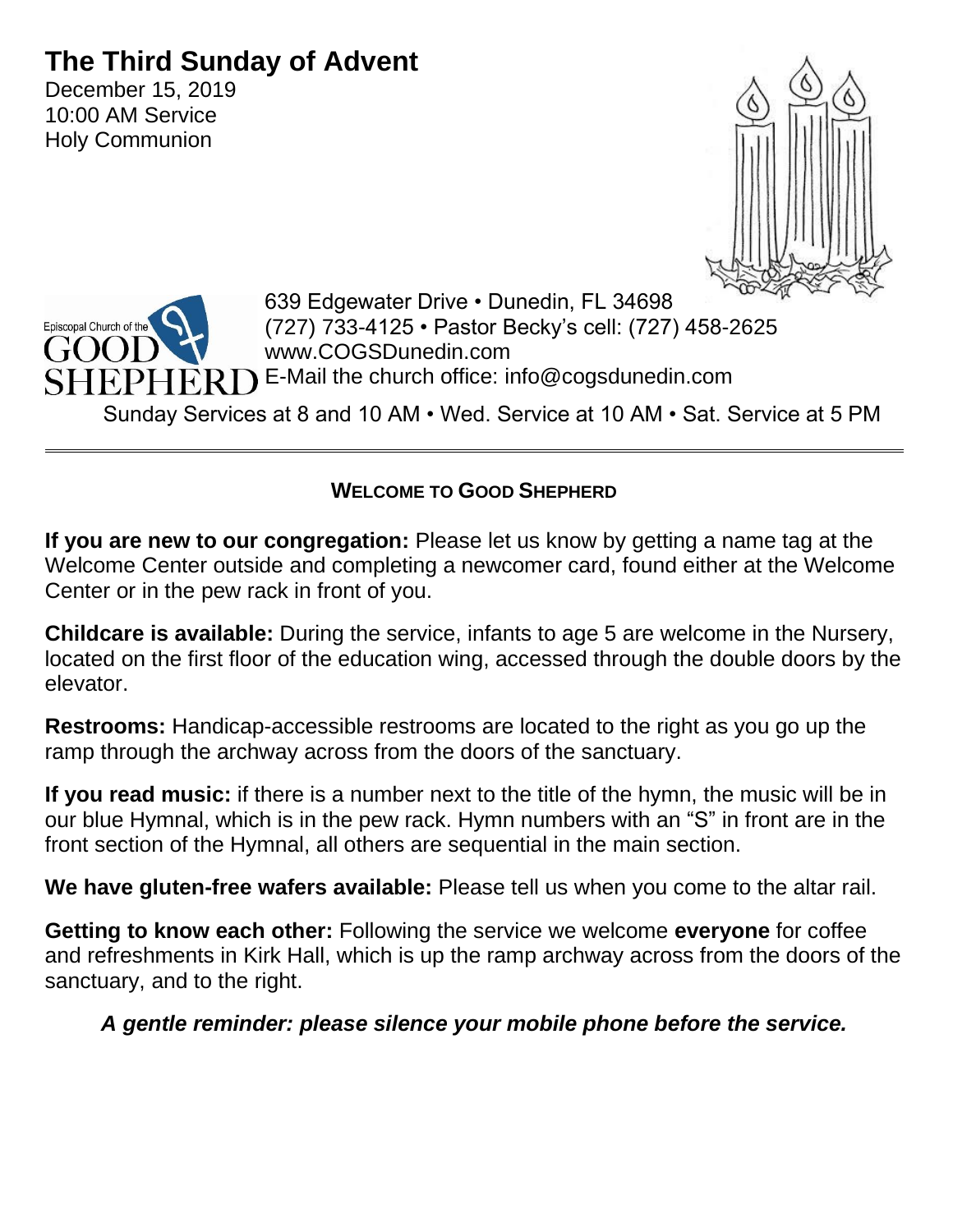# The Third Sunday of Advent

December 15, 2019
10:00 AM Service
Holy Communion

Episcopal Church of the GOOD SHEPHERD

639 Edgewater Drive • Dunedin, FL 34698
(727) 733-4125 • Pastor Becky's cell: (727) 458-2625
www.COGSDunedin.com
E-Mail the church office: info@cogsdunedin.com

Sunday Services at 8 and 10 AM • Wed. Service at 10 AM • Sat. Service at 5 PM

---

## WELCOME TO GOOD SHEPHERD

**If you are new to our congregation:** Please let us know by getting a name tag at the Welcome Center outside and completing a newcomer card, found either at the Welcome Center or in the pew rack in front of you.

**Childcare is available:** During the service, infants to age 5 are welcome in the Nursery, located on the first floor of the education wing, accessed through the double doors by the elevator.

**Restrooms:** Handicap-accessible restrooms are located to the right as you go up the ramp through the archway across from the doors of the sanctuary.

**If you read music:** if there is a number next to the title of the hymn, the music will be in our blue Hymnal, which is in the pew rack. Hymn numbers with an "S" in front are in the front section of the Hymnal, all others are sequential in the main section.

**We have gluten-free wafers available:** Please tell us when you come to the altar rail.

**Getting to know each other:** Following the service we welcome **everyone** for coffee and refreshments in Kirk Hall, which is up the ramp archway across from the doors of the sanctuary, and to the right.

***A gentle reminder: please silence your mobile phone before the service.***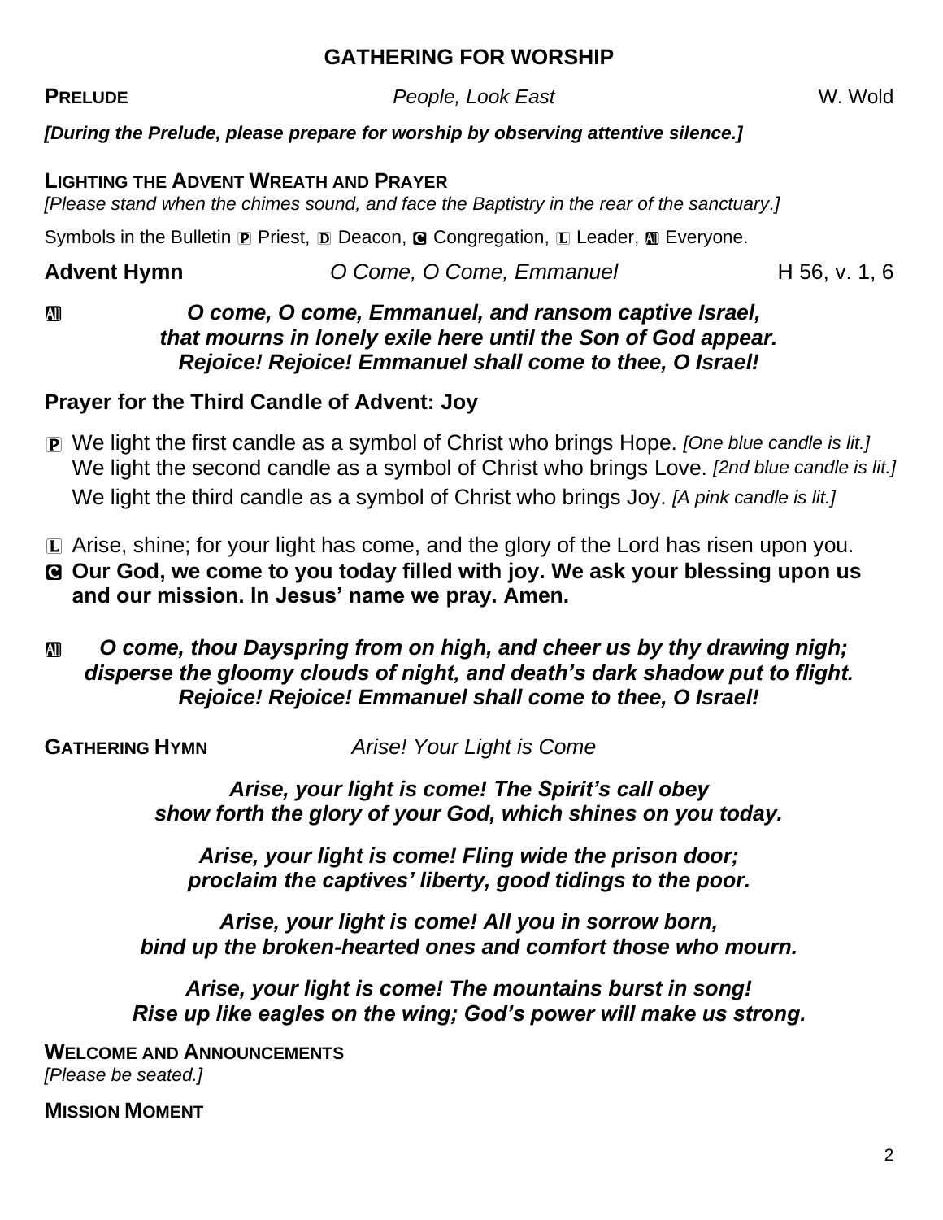## GATHERING FOR WORSHIP

**PRELUDE** *People, Look East* W. Wold

***[During the Prelude, please prepare for worship by observing attentive silence.]***

**LIGHTING THE ADVENT WREATH AND PRAYER**

*[Please stand when the chimes sound, and face the Baptistry in the rear of the sanctuary.]*

Symbols in the Bulletin Ⓟ Priest, Ⓓ Deacon, Ⓒ Congregation, Ⓛ Leader, Ⓐ Everyone.

**Advent Hymn** *O Come, O Come, Emmanuel* H 56, v. 1, 6

Ⓐ ***O come, O come, Emmanuel, and ransom captive Israel,***
***that mourns in lonely exile here until the Son of God appear.***
***Rejoice! Rejoice! Emmanuel shall come to thee, O Israel!***

### Prayer for the Third Candle of Advent: Joy

Ⓟ We light the first candle as a symbol of Christ who brings Hope. *[One blue candle is lit.]*
We light the second candle as a symbol of Christ who brings Love. *[2nd blue candle is lit.]*
We light the third candle as a symbol of Christ who brings Joy. *[A pink candle is lit.]*

Ⓛ Arise, shine; for your light has come, and the glory of the Lord has risen upon you.
Ⓒ **Our God, we come to you today filled with joy. We ask your blessing upon us and our mission. In Jesus' name we pray. Amen.**

Ⓐ ***O come, thou Dayspring from on high, and cheer us by thy drawing nigh;***
***disperse the gloomy clouds of night, and death's dark shadow put to flight.***
***Rejoice! Rejoice! Emmanuel shall come to thee, O Israel!***

**GATHERING HYMN** *Arise! Your Light is Come*

***Arise, your light is come! The Spirit's call obey***
***show forth the glory of your God, which shines on you today.***

***Arise, your light is come! Fling wide the prison door;***
***proclaim the captives' liberty, good tidings to the poor.***

***Arise, your light is come! All you in sorrow born,***
***bind up the broken-hearted ones and comfort those who mourn.***

***Arise, your light is come! The mountains burst in song!***
***Rise up like eagles on the wing; God's power will make us strong.***

**WELCOME AND ANNOUNCEMENTS**

*[Please be seated.]*

**MISSION MOMENT**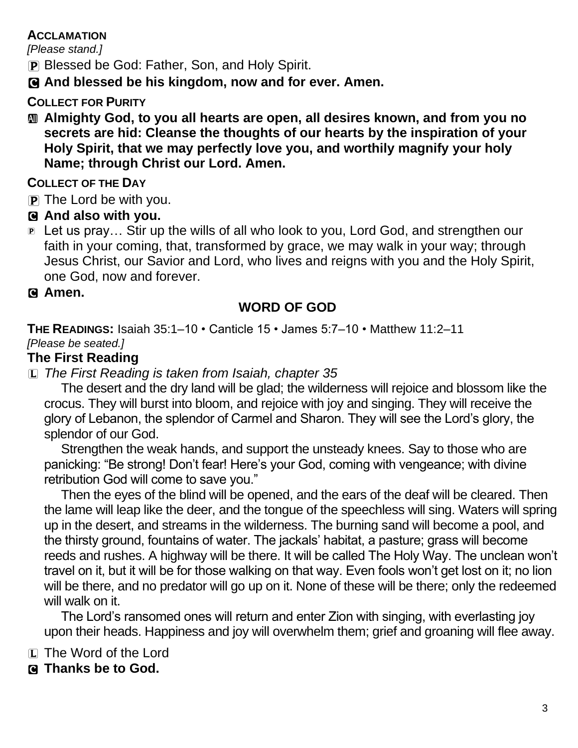**ACCLAMATION**

*[Please stand.]*

P Blessed be God: Father, Son, and Holy Spirit.

C **And blessed be his kingdom, now and for ever. Amen.**

**COLLECT FOR PURITY**

All **Almighty God, to you all hearts are open, all desires known, and from you no secrets are hid: Cleanse the thoughts of our hearts by the inspiration of your Holy Spirit, that we may perfectly love you, and worthily magnify your holy Name; through Christ our Lord. Amen.**

**COLLECT OF THE DAY**

P The Lord be with you.

C **And also with you.**

P Let us pray… Stir up the wills of all who look to you, Lord God, and strengthen our faith in your coming, that, transformed by grace, we may walk in your way; through Jesus Christ, our Savior and Lord, who lives and reigns with you and the Holy Spirit, one God, now and forever.

C **Amen.**

## WORD OF GOD

**THE READINGS:** Isaiah 35:1–10 • Canticle 15 • James 5:7–10 • Matthew 11:2–11

*[Please be seated.]*

### The First Reading

L *The First Reading is taken from Isaiah, chapter 35*

The desert and the dry land will be glad; the wilderness will rejoice and blossom like the crocus. They will burst into bloom, and rejoice with joy and singing. They will receive the glory of Lebanon, the splendor of Carmel and Sharon. They will see the Lord's glory, the splendor of our God.

Strengthen the weak hands, and support the unsteady knees. Say to those who are panicking: "Be strong! Don't fear! Here's your God, coming with vengeance; with divine retribution God will come to save you."

Then the eyes of the blind will be opened, and the ears of the deaf will be cleared. Then the lame will leap like the deer, and the tongue of the speechless will sing. Waters will spring up in the desert, and streams in the wilderness. The burning sand will become a pool, and the thirsty ground, fountains of water. The jackals' habitat, a pasture; grass will become reeds and rushes. A highway will be there. It will be called The Holy Way. The unclean won't travel on it, but it will be for those walking on that way. Even fools won't get lost on it; no lion will be there, and no predator will go up on it. None of these will be there; only the redeemed will walk on it.

The Lord's ransomed ones will return and enter Zion with singing, with everlasting joy upon their heads. Happiness and joy will overwhelm them; grief and groaning will flee away.

L The Word of the Lord

C **Thanks be to God.**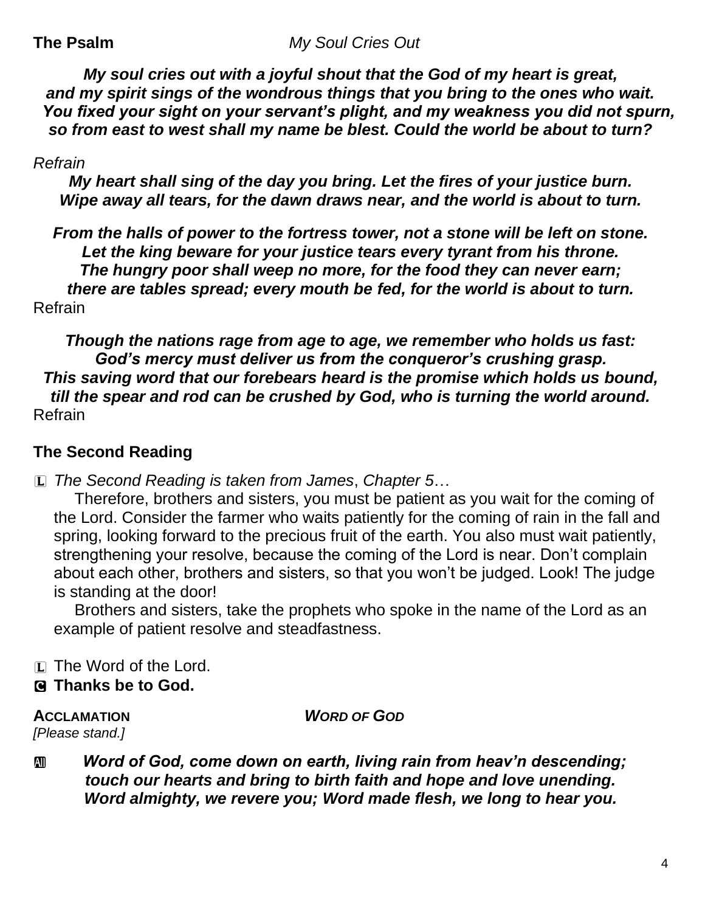**The Psalm** *My Soul Cries Out*

***My soul cries out with a joyful shout that the God of my heart is great,***
***and my spirit sings of the wondrous things that you bring to the ones who wait.***
***You fixed your sight on your servant's plight, and my weakness you did not spurn,***
***so from east to west shall my name be blest. Could the world be about to turn?***

*Refrain*

***My heart shall sing of the day you bring. Let the fires of your justice burn.***
***Wipe away all tears, for the dawn draws near, and the world is about to turn.***

***From the halls of power to the fortress tower, not a stone will be left on stone.***
***Let the king beware for your justice tears every tyrant from his throne.***
***The hungry poor shall weep no more, for the food they can never earn;***
***there are tables spread; every mouth be fed, for the world is about to turn.***
Refrain

***Though the nations rage from age to age, we remember who holds us fast:***
***God's mercy must deliver us from the conqueror's crushing grasp.***
***This saving word that our forebears heard is the promise which holds us bound,***
***till the spear and rod can be crushed by God, who is turning the world around.***
Refrain

## The Second Reading

L *The Second Reading is taken from James*, *Chapter 5*…

Therefore, brothers and sisters, you must be patient as you wait for the coming of the Lord. Consider the farmer who waits patiently for the coming of rain in the fall and spring, looking forward to the precious fruit of the earth. You also must wait patiently, strengthening your resolve, because the coming of the Lord is near. Don't complain about each other, brothers and sisters, so that you won't be judged. Look! The judge is standing at the door!

Brothers and sisters, take the prophets who spoke in the name of the Lord as an example of patient resolve and steadfastness.

L The Word of the Lord.
**C Thanks be to God.**

**ACCLAMATION** ***WORD OF GOD***
*[Please stand.]*

**All** ***Word of God, come down on earth, living rain from heav'n descending;***
***touch our hearts and bring to birth faith and hope and love unending.***
***Word almighty, we revere you; Word made flesh, we long to hear you.***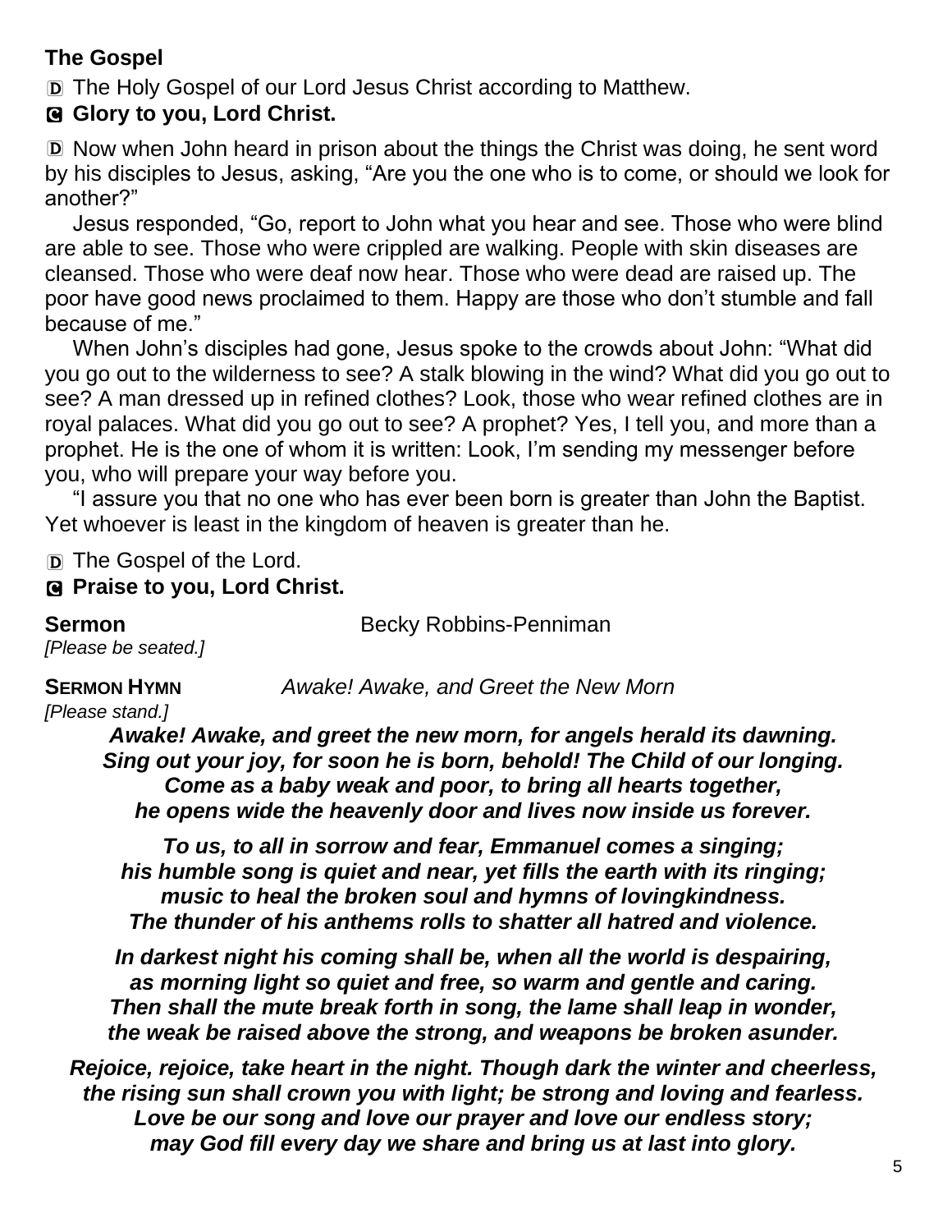**The Gospel**

D The Holy Gospel of our Lord Jesus Christ according to Matthew.

**C Glory to you, Lord Christ.**

D Now when John heard in prison about the things the Christ was doing, he sent word by his disciples to Jesus, asking, "Are you the one who is to come, or should we look for another?"

Jesus responded, "Go, report to John what you hear and see. Those who were blind are able to see. Those who were crippled are walking. People with skin diseases are cleansed. Those who were deaf now hear. Those who were dead are raised up. The poor have good news proclaimed to them. Happy are those who don't stumble and fall because of me."

When John's disciples had gone, Jesus spoke to the crowds about John: "What did you go out to the wilderness to see? A stalk blowing in the wind? What did you go out to see? A man dressed up in refined clothes? Look, those who wear refined clothes are in royal palaces. What did you go out to see? A prophet? Yes, I tell you, and more than a prophet. He is the one of whom it is written: Look, I'm sending my messenger before you, who will prepare your way before you.

"I assure you that no one who has ever been born is greater than John the Baptist. Yet whoever is least in the kingdom of heaven is greater than he.

D The Gospel of the Lord.

**C Praise to you, Lord Christ.**

**Sermon** Becky Robbins-Penniman

*[Please be seated.]*

**SERMON HYMN** *Awake! Awake, and Greet the New Morn*

*[Please stand.]*

***Awake! Awake, and greet the new morn, for angels herald its dawning.***
***Sing out your joy, for soon he is born, behold! The Child of our longing.***
***Come as a baby weak and poor, to bring all hearts together,***
***he opens wide the heavenly door and lives now inside us forever.***

***To us, to all in sorrow and fear, Emmanuel comes a singing;***
***his humble song is quiet and near, yet fills the earth with its ringing;***
***music to heal the broken soul and hymns of lovingkindness.***
***The thunder of his anthems rolls to shatter all hatred and violence.***

***In darkest night his coming shall be, when all the world is despairing,***
***as morning light so quiet and free, so warm and gentle and caring.***
***Then shall the mute break forth in song, the lame shall leap in wonder,***
***the weak be raised above the strong, and weapons be broken asunder.***

***Rejoice, rejoice, take heart in the night. Though dark the winter and cheerless,***
***the rising sun shall crown you with light; be strong and loving and fearless.***
***Love be our song and love our prayer and love our endless story;***
***may God fill every day we share and bring us at last into glory.***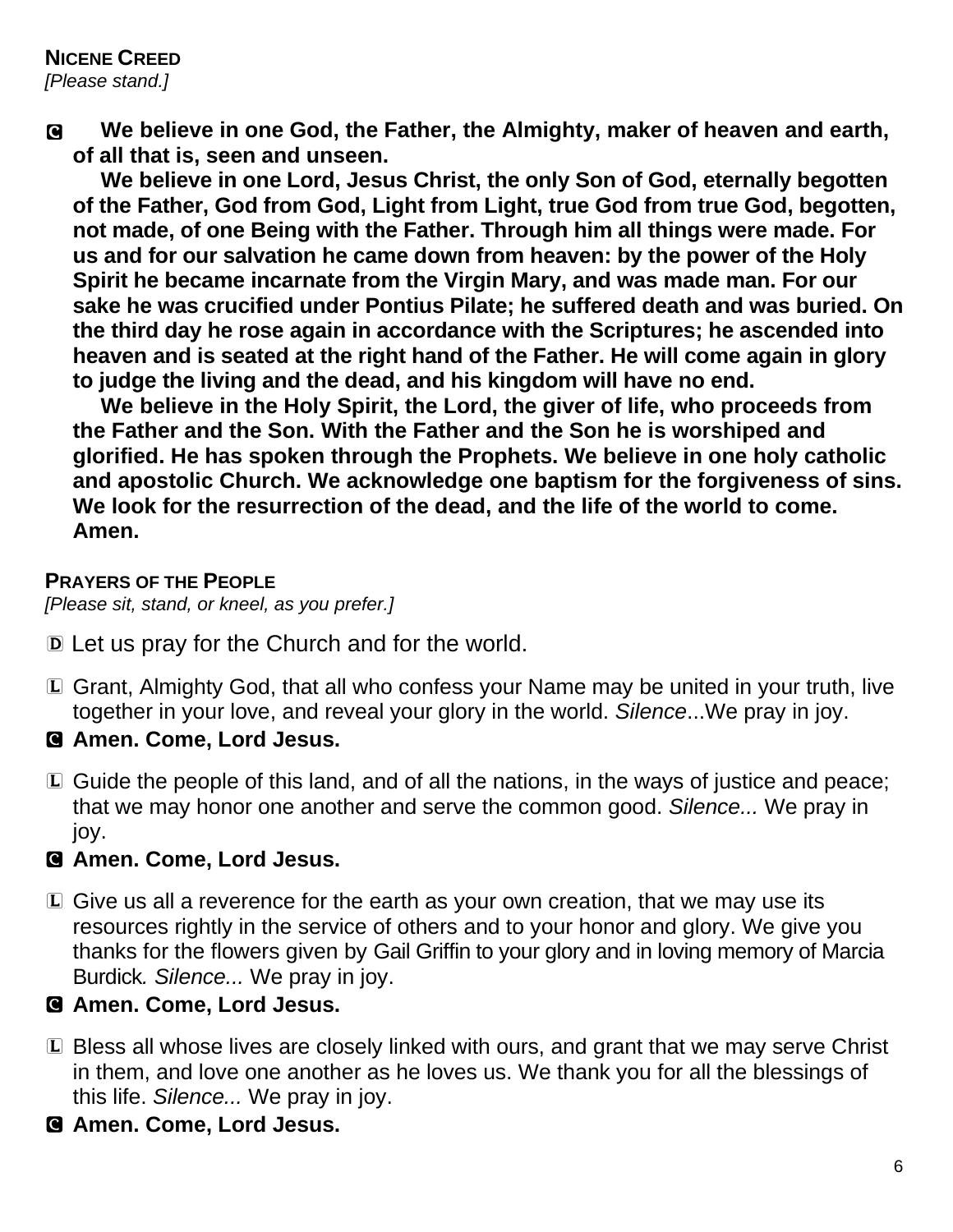**NICENE CREED**
*[Please stand.]*

C **We believe in one God, the Father, the Almighty, maker of heaven and earth, of all that is, seen and unseen.**

**We believe in one Lord, Jesus Christ, the only Son of God, eternally begotten of the Father, God from God, Light from Light, true God from true God, begotten, not made, of one Being with the Father. Through him all things were made. For us and for our salvation he came down from heaven: by the power of the Holy Spirit he became incarnate from the Virgin Mary, and was made man. For our sake he was crucified under Pontius Pilate; he suffered death and was buried. On the third day he rose again in accordance with the Scriptures; he ascended into heaven and is seated at the right hand of the Father. He will come again in glory to judge the living and the dead, and his kingdom will have no end.**

**We believe in the Holy Spirit, the Lord, the giver of life, who proceeds from the Father and the Son. With the Father and the Son he is worshiped and glorified. He has spoken through the Prophets. We believe in one holy catholic and apostolic Church. We acknowledge one baptism for the forgiveness of sins. We look for the resurrection of the dead, and the life of the world to come. Amen.**

**PRAYERS OF THE PEOPLE**
*[Please sit, stand, or kneel, as you prefer.]*

D Let us pray for the Church and for the world.

L Grant, Almighty God, that all who confess your Name may be united in your truth, live together in your love, and reveal your glory in the world. *Silence*...We pray in joy.

C **Amen. Come, Lord Jesus.**

L Guide the people of this land, and of all the nations, in the ways of justice and peace; that we may honor one another and serve the common good. *Silence...* We pray in joy.

C **Amen. Come, Lord Jesus.**

L Give us all a reverence for the earth as your own creation, that we may use its resources rightly in the service of others and to your honor and glory. We give you thanks for the flowers given by Gail Griffin to your glory and in loving memory of Marcia Burdick*. Silence...* We pray in joy.

C **Amen. Come, Lord Jesus.**

L Bless all whose lives are closely linked with ours, and grant that we may serve Christ in them, and love one another as he loves us. We thank you for all the blessings of this life. *Silence...* We pray in joy.

C **Amen. Come, Lord Jesus.**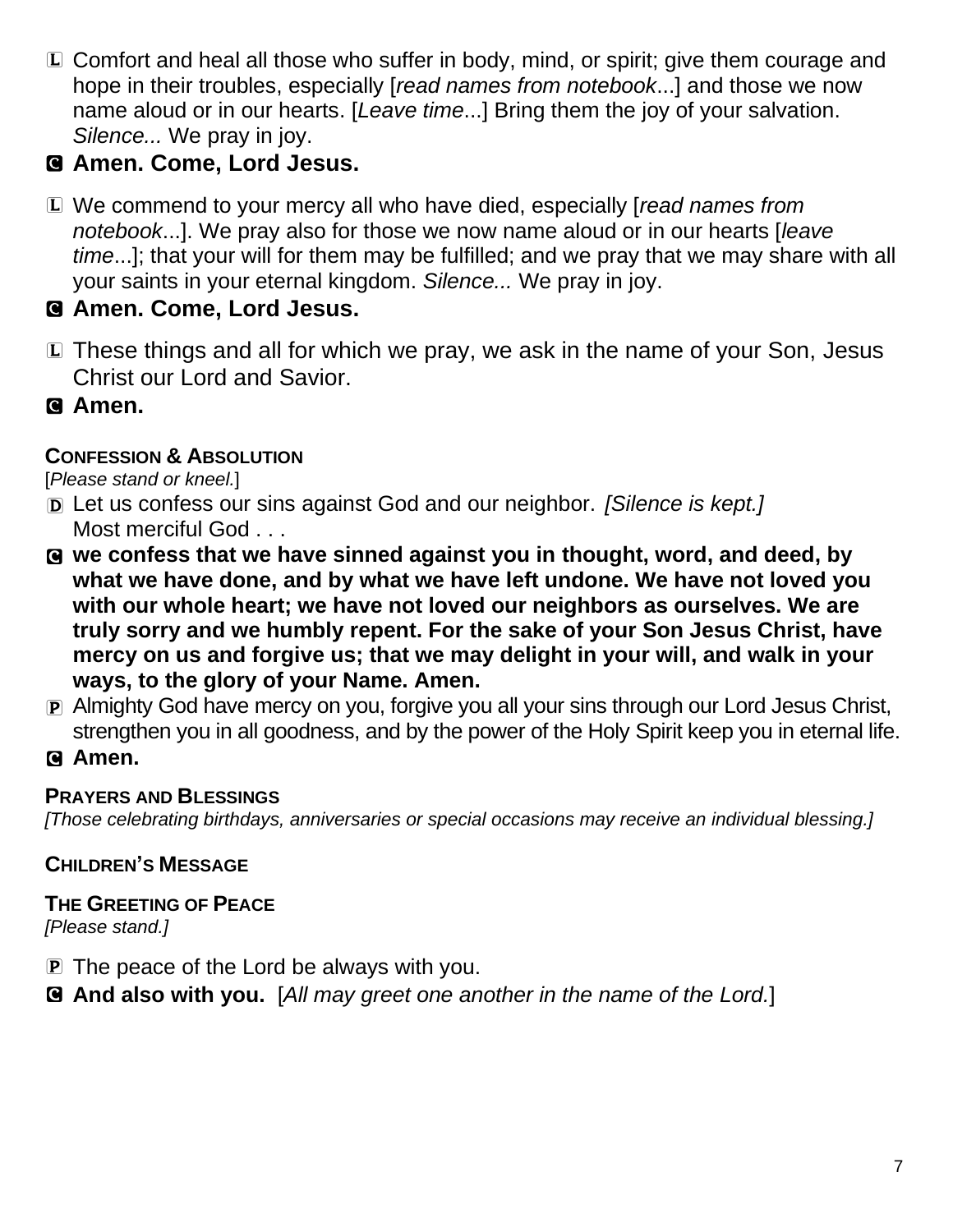L Comfort and heal all those who suffer in body, mind, or spirit; give them courage and hope in their troubles, especially [*read names from notebook*...] and those we now name aloud or in our hearts. [*Leave time*...] Bring them the joy of your salvation. *Silence...* We pray in joy.

**C Amen. Come, Lord Jesus.**

L We commend to your mercy all who have died, especially [*read names from notebook*...]. We pray also for those we now name aloud or in our hearts [*leave time*...]; that your will for them may be fulfilled; and we pray that we may share with all your saints in your eternal kingdom. *Silence...* We pray in joy.

**C Amen. Come, Lord Jesus.**

L These things and all for which we pray, we ask in the name of your Son, Jesus Christ our Lord and Savior.

**C Amen.**

### CONFESSION & ABSOLUTION

[*Please stand or kneel.*]

D Let us confess our sins against God and our neighbor. *[Silence is kept.]*
Most merciful God . . .

**C we confess that we have sinned against you in thought, word, and deed, by what we have done, and by what we have left undone. We have not loved you with our whole heart; we have not loved our neighbors as ourselves. We are truly sorry and we humbly repent. For the sake of your Son Jesus Christ, have mercy on us and forgive us; that we may delight in your will, and walk in your ways, to the glory of your Name. Amen.**

P Almighty God have mercy on you, forgive you all your sins through our Lord Jesus Christ, strengthen you in all goodness, and by the power of the Holy Spirit keep you in eternal life.

**C Amen.**

### PRAYERS AND BLESSINGS

*[Those celebrating birthdays, anniversaries or special occasions may receive an individual blessing.]*

### CHILDREN'S MESSAGE

### THE GREETING OF PEACE

*[Please stand.]*

P The peace of the Lord be always with you.

**C And also with you.** [*All may greet one another in the name of the Lord.*]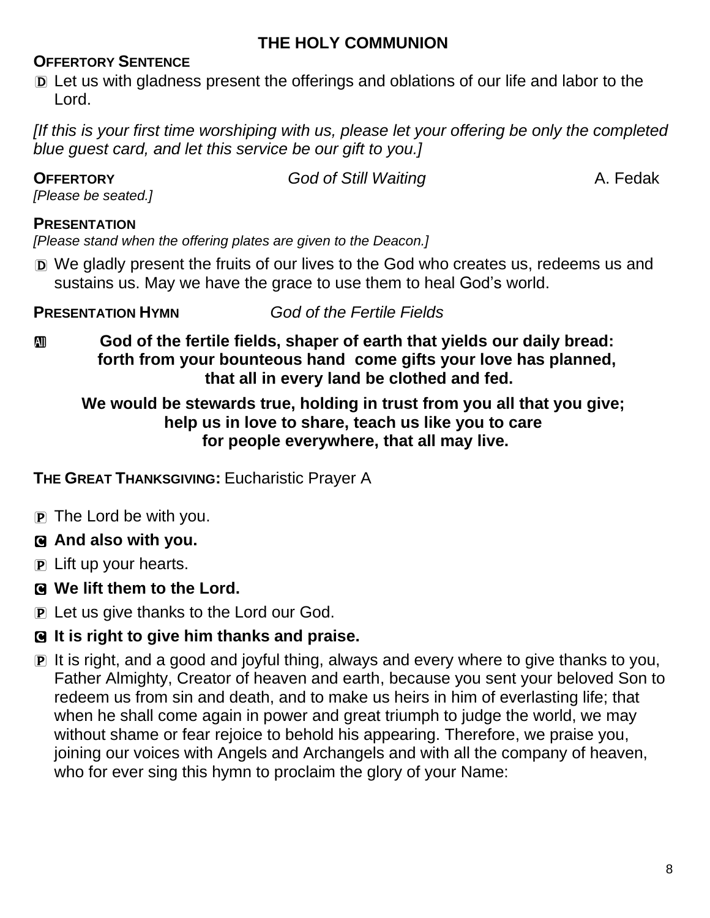## THE HOLY COMMUNION

**OFFERTORY SENTENCE**

D Let us with gladness present the offerings and oblations of our life and labor to the Lord.

*[If this is your first time worshiping with us, please let your offering be only the completed blue guest card, and let this service be our gift to you.]*

**OFFERTORY** *God of Still Waiting* A. Fedak

*[Please be seated.]*

**PRESENTATION**

*[Please stand when the offering plates are given to the Deacon.]*

D We gladly present the fruits of our lives to the God who creates us, redeems us and sustains us. May we have the grace to use them to heal God's world.

**PRESENTATION HYMN** *God of the Fertile Fields*

All **God of the fertile fields, shaper of earth that yields our daily bread:**
**forth from your bounteous hand come gifts your love has planned,**
**that all in every land be clothed and fed.**

**We would be stewards true, holding in trust from you all that you give;**
**help us in love to share, teach us like you to care**
**for people everywhere, that all may live.**

**THE GREAT THANKSGIVING:** Eucharistic Prayer A

P The Lord be with you.

C **And also with you.**

P Lift up your hearts.

C **We lift them to the Lord.**

P Let us give thanks to the Lord our God.

C **It is right to give him thanks and praise.**

P It is right, and a good and joyful thing, always and every where to give thanks to you, Father Almighty, Creator of heaven and earth, because you sent your beloved Son to redeem us from sin and death, and to make us heirs in him of everlasting life; that when he shall come again in power and great triumph to judge the world, we may without shame or fear rejoice to behold his appearing. Therefore, we praise you, joining our voices with Angels and Archangels and with all the company of heaven, who for ever sing this hymn to proclaim the glory of your Name: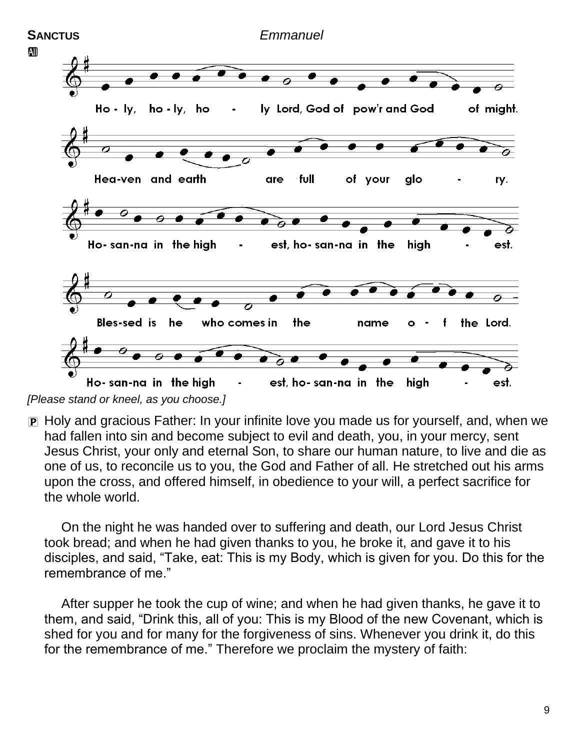**SANCTUS** *Emmanuel*

**All**

Ho - ly, ho - ly, ho - ly Lord, God of pow'r and God of might.
Hea-ven and earth are full of your glo - ry.
Ho- san-na in the high - est, ho- san-na in the high - est.
Bles-sed is he who comes in the name o - f the Lord.
Ho- san-na in the high - est, ho- san-na in the high - est.

*[Please stand or kneel, as you choose.]*

**P** Holy and gracious Father: In your infinite love you made us for yourself, and, when we had fallen into sin and become subject to evil and death, you, in your mercy, sent Jesus Christ, your only and eternal Son, to share our human nature, to live and die as one of us, to reconcile us to you, the God and Father of all. He stretched out his arms upon the cross, and offered himself, in obedience to your will, a perfect sacrifice for the whole world.

On the night he was handed over to suffering and death, our Lord Jesus Christ took bread; and when he had given thanks to you, he broke it, and gave it to his disciples, and said, "Take, eat: This is my Body, which is given for you. Do this for the remembrance of me."

After supper he took the cup of wine; and when he had given thanks, he gave it to them, and said, "Drink this, all of you: This is my Blood of the new Covenant, which is shed for you and for many for the forgiveness of sins. Whenever you drink it, do this for the remembrance of me." Therefore we proclaim the mystery of faith: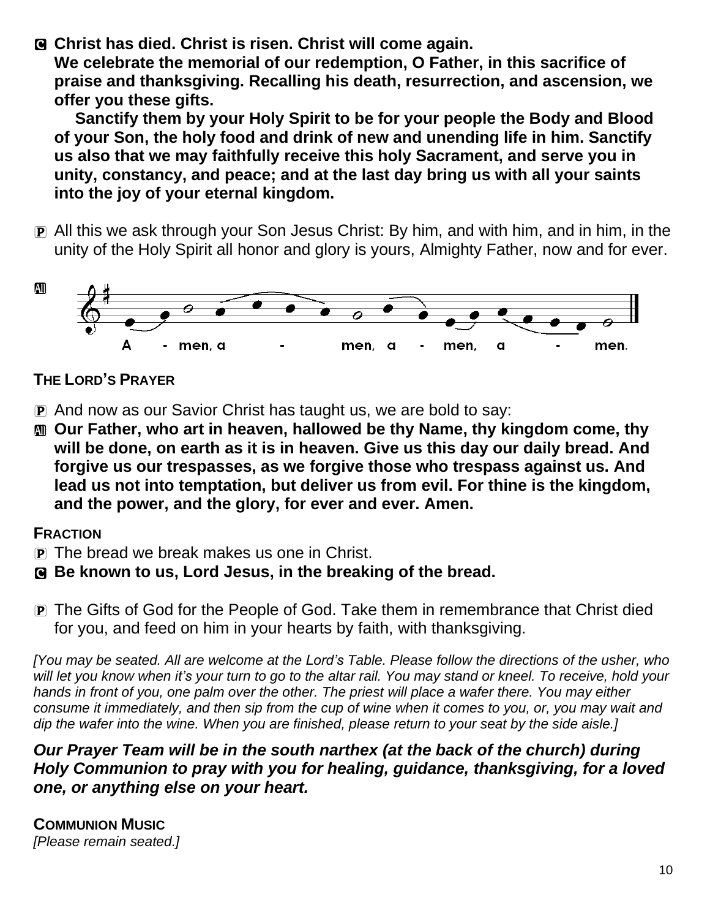**C Christ has died. Christ is risen. Christ will come again.**
**We celebrate the memorial of our redemption, O Father, in this sacrifice of praise and thanksgiving. Recalling his death, resurrection, and ascension, we offer you these gifts.**

**Sanctify them by your Holy Spirit to be for your people the Body and Blood of your Son, the holy food and drink of new and unending life in him. Sanctify us also that we may faithfully receive this holy Sacrament, and serve you in unity, constancy, and peace; and at the last day bring us with all your saints into the joy of your eternal kingdom.**

P All this we ask through your Son Jesus Christ: By him, and with him, and in him, in the unity of the Holy Spirit all honor and glory is yours, Almighty Father, now and for ever.

All A - men, a - men, a - men, a - men.

### THE LORD'S PRAYER

P And now as our Savior Christ has taught us, we are bold to say:

**All Our Father, who art in heaven, hallowed be thy Name, thy kingdom come, thy will be done, on earth as it is in heaven. Give us this day our daily bread. And forgive us our trespasses, as we forgive those who trespass against us. And lead us not into temptation, but deliver us from evil. For thine is the kingdom, and the power, and the glory, for ever and ever. Amen.**

### FRACTION

P The bread we break makes us one in Christ.

**C Be known to us, Lord Jesus, in the breaking of the bread.**

P The Gifts of God for the People of God. Take them in remembrance that Christ died for you, and feed on him in your hearts by faith, with thanksgiving.

*[You may be seated. All are welcome at the Lord's Table. Please follow the directions of the usher, who will let you know when it's your turn to go to the altar rail. You may stand or kneel. To receive, hold your hands in front of you, one palm over the other. The priest will place a wafer there. You may either consume it immediately, and then sip from the cup of wine when it comes to you, or, you may wait and dip the wafer into the wine. When you are finished, please return to your seat by the side aisle.]*

***Our Prayer Team will be in the south narthex (at the back of the church) during Holy Communion to pray with you for healing, guidance, thanksgiving, for a loved one, or anything else on your heart.***

### COMMUNION MUSIC

*[Please remain seated.]*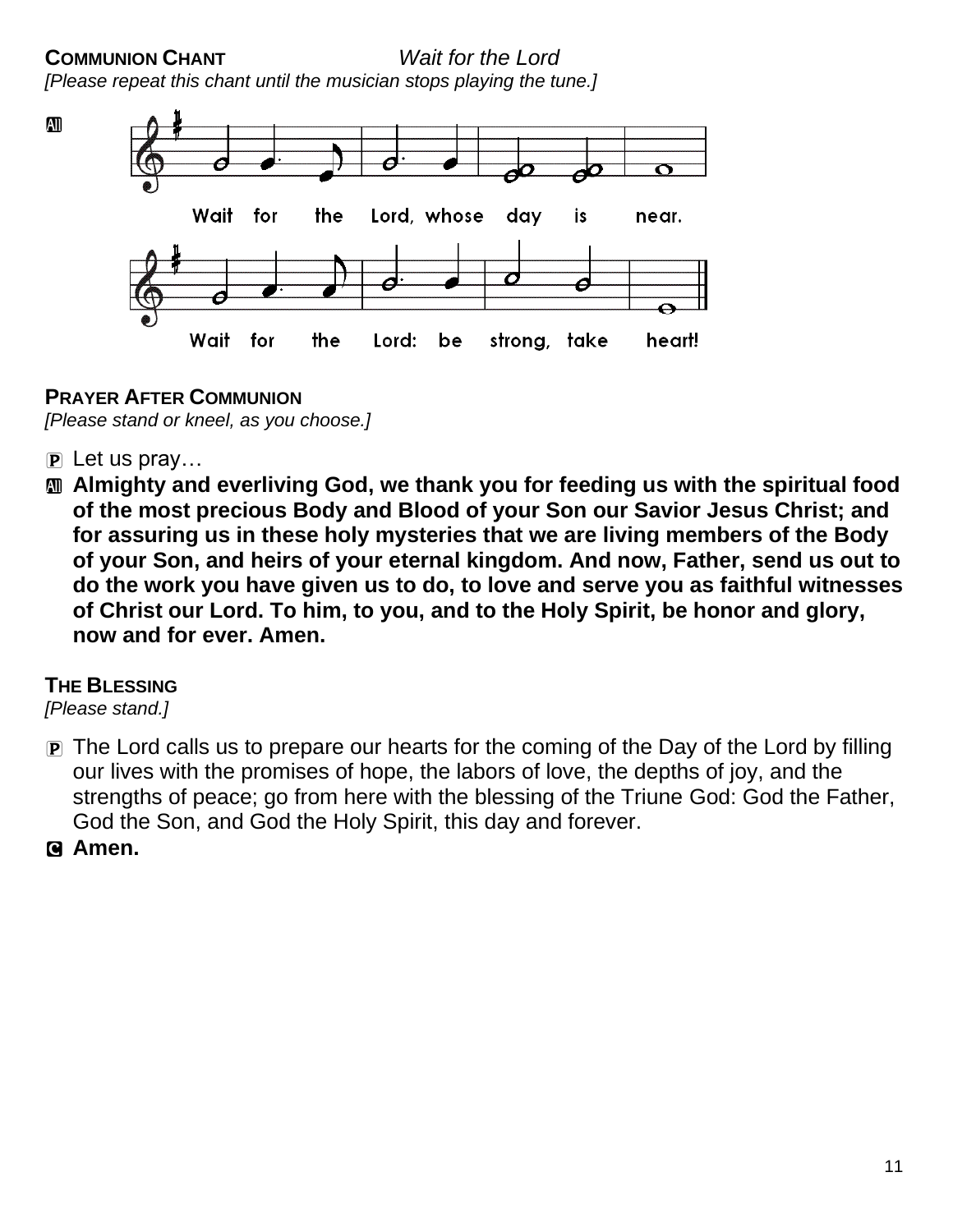**COMMUNION CHANT** *Wait for the Lord*

*[Please repeat this chant until the musician stops playing the tune.]*

Ⓐ Wait for the Lord, whose day is near.
Wait for the Lord: be strong, take heart!

**PRAYER AFTER COMMUNION**

*[Please stand or kneel, as you choose.]*

Ⓟ Let us pray…

Ⓐ **Almighty and everliving God, we thank you for feeding us with the spiritual food of the most precious Body and Blood of your Son our Savior Jesus Christ; and for assuring us in these holy mysteries that we are living members of the Body of your Son, and heirs of your eternal kingdom. And now, Father, send us out to do the work you have given us to do, to love and serve you as faithful witnesses of Christ our Lord. To him, to you, and to the Holy Spirit, be honor and glory, now and for ever. Amen.**

**THE BLESSING**

*[Please stand.]*

Ⓟ The Lord calls us to prepare our hearts for the coming of the Day of the Lord by filling our lives with the promises of hope, the labors of love, the depths of joy, and the strengths of peace; go from here with the blessing of the Triune God: God the Father, God the Son, and God the Holy Spirit, this day and forever.

Ⓒ **Amen.**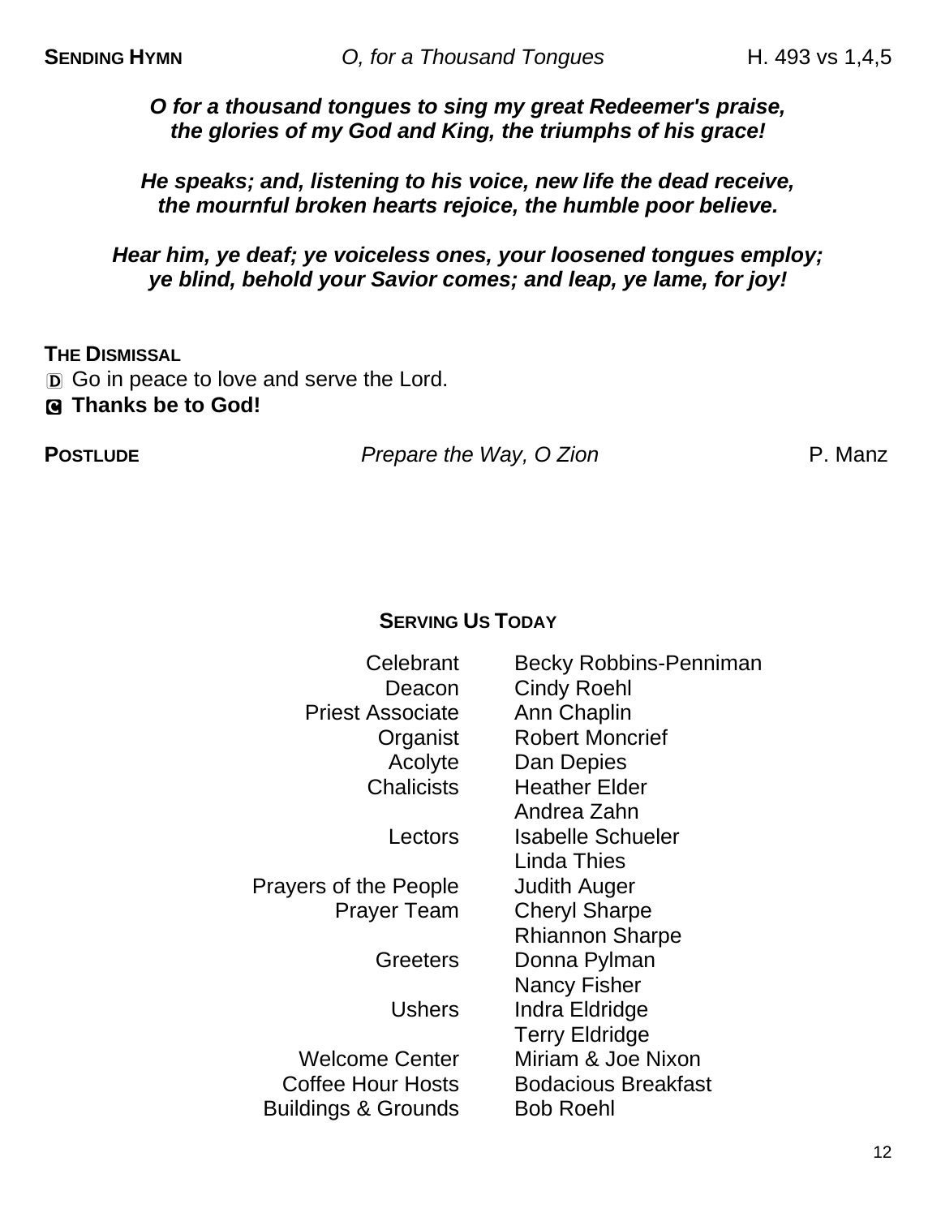**SENDING HYMN** *O, for a Thousand Tongues* H. 493 vs 1,4,5

***O for a thousand tongues to sing my great Redeemer's praise,***
***the glories of my God and King, the triumphs of his grace!***

***He speaks; and, listening to his voice, new life the dead receive,***
***the mournful broken hearts rejoice, the humble poor believe.***

***Hear him, ye deaf; ye voiceless ones, your loosened tongues employ;***
***ye blind, behold your Savior comes; and leap, ye lame, for joy!***

**THE DISMISSAL**

D Go in peace to love and serve the Lord.

**C Thanks be to God!**

**POSTLUDE** *Prepare the Way, O Zion* P. Manz

**SERVING US TODAY**

| | |
|---|---|
| Celebrant | Becky Robbins-Penniman |
| Deacon | Cindy Roehl |
| Priest Associate | Ann Chaplin |
| Organist | Robert Moncrief |
| Acolyte | Dan Depies |
| Chalicists | Heather Elder |
| | Andrea Zahn |
| Lectors | Isabelle Schueler |
| | Linda Thies |
| Prayers of the People | Judith Auger |
| Prayer Team | Cheryl Sharpe |
| | Rhiannon Sharpe |
| Greeters | Donna Pylman |
| | Nancy Fisher |
| Ushers | Indra Eldridge |
| | Terry Eldridge |
| Welcome Center | Miriam & Joe Nixon |
| Coffee Hour Hosts | Bodacious Breakfast |
| Buildings & Grounds | Bob Roehl |